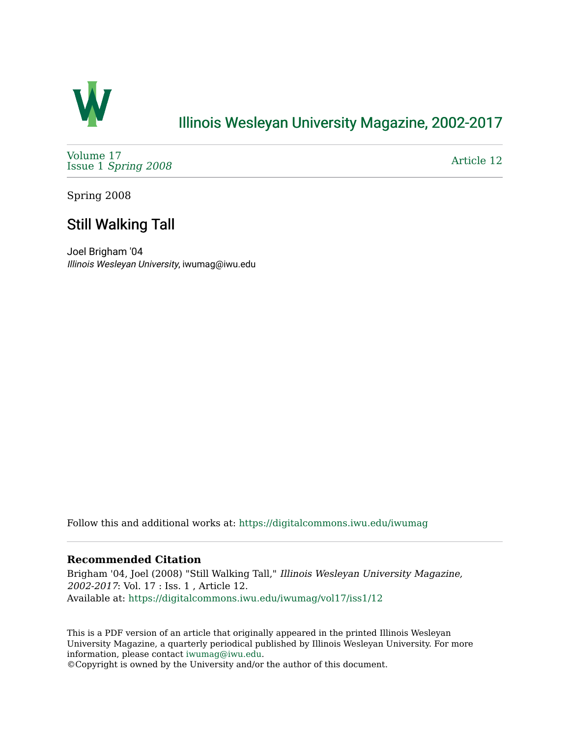# Illinois Wesleyan University Magazine, 2002-2017

Volume 17
Issue 1 *Spring 2008*

Article 12

Spring 2008

## Still Walking Tall

Joel Brigham '04
*Illinois Wesleyan University*, iwumag@iwu.edu

Follow this and additional works at: https://digitalcommons.iwu.edu/iwumag

### Recommended Citation

Brigham '04, Joel (2008) "Still Walking Tall," *Illinois Wesleyan University Magazine, 2002-2017*: Vol. 17 : Iss. 1 , Article 12.
Available at: https://digitalcommons.iwu.edu/iwumag/vol17/iss1/12

This is a PDF version of an article that originally appeared in the printed Illinois Wesleyan University Magazine, a quarterly periodical published by Illinois Wesleyan University. For more information, please contact iwumag@iwu.edu.
©Copyright is owned by the University and/or the author of this document.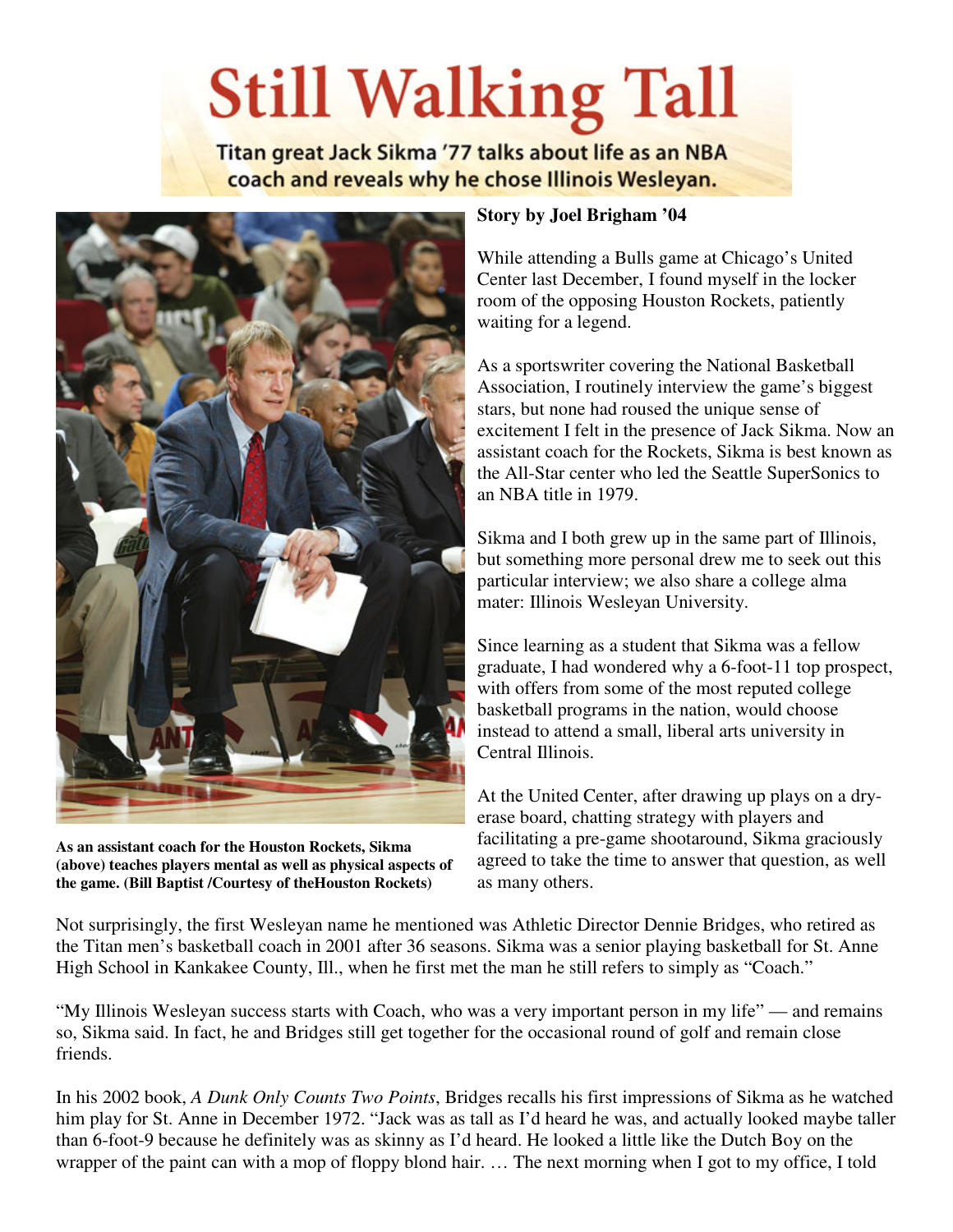# Still Walking Tall

Titan great Jack Sikma '77 talks about life as an NBA coach and reveals why he chose Illinois Wesleyan.

As an assistant coach for the Houston Rockets, Sikma (above) teaches players mental as well as physical aspects of the game. (Bill Baptist /Courtesy of theHouston Rockets)

**Story by Joel Brigham '04**

While attending a Bulls game at Chicago's United Center last December, I found myself in the locker room of the opposing Houston Rockets, patiently waiting for a legend.

As a sportswriter covering the National Basketball Association, I routinely interview the game's biggest stars, but none had roused the unique sense of excitement I felt in the presence of Jack Sikma. Now an assistant coach for the Rockets, Sikma is best known as the All-Star center who led the Seattle SuperSonics to an NBA title in 1979.

Sikma and I both grew up in the same part of Illinois, but something more personal drew me to seek out this particular interview; we also share a college alma mater: Illinois Wesleyan University.

Since learning as a student that Sikma was a fellow graduate, I had wondered why a 6-foot-11 top prospect, with offers from some of the most reputed college basketball programs in the nation, would choose instead to attend a small, liberal arts university in Central Illinois.

At the United Center, after drawing up plays on a dry-erase board, chatting strategy with players and facilitating a pre-game shootaround, Sikma graciously agreed to take the time to answer that question, as well as many others.

Not surprisingly, the first Wesleyan name he mentioned was Athletic Director Dennie Bridges, who retired as the Titan men's basketball coach in 2001 after 36 seasons. Sikma was a senior playing basketball for St. Anne High School in Kankakee County, Ill., when he first met the man he still refers to simply as "Coach."

"My Illinois Wesleyan success starts with Coach, who was a very important person in my life" — and remains so, Sikma said. In fact, he and Bridges still get together for the occasional round of golf and remain close friends.

In his 2002 book, *A Dunk Only Counts Two Points*, Bridges recalls his first impressions of Sikma as he watched him play for St. Anne in December 1972. "Jack was as tall as I'd heard he was, and actually looked maybe taller than 6-foot-9 because he definitely was as skinny as I'd heard. He looked a little like the Dutch Boy on the wrapper of the paint can with a mop of floppy blond hair. … The next morning when I got to my office, I told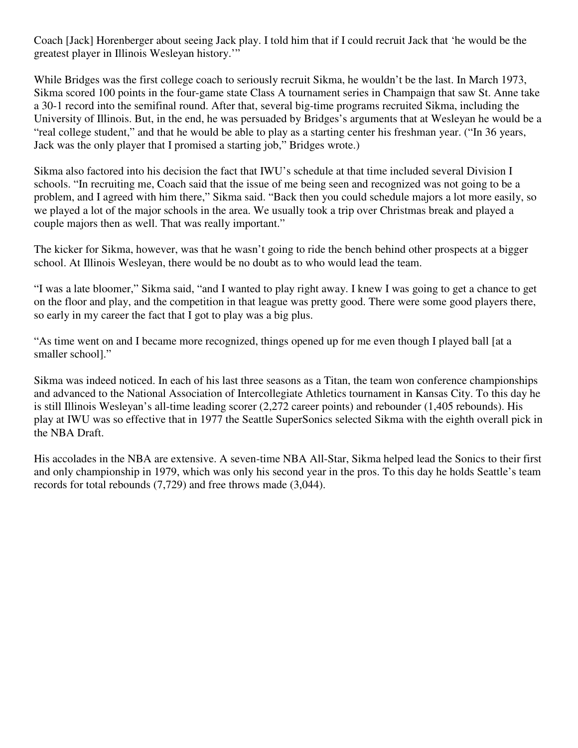Coach [Jack] Horenberger about seeing Jack play. I told him that if I could recruit Jack that 'he would be the greatest player in Illinois Wesleyan history.'"

While Bridges was the first college coach to seriously recruit Sikma, he wouldn't be the last. In March 1973, Sikma scored 100 points in the four-game state Class A tournament series in Champaign that saw St. Anne take a 30-1 record into the semifinal round. After that, several big-time programs recruited Sikma, including the University of Illinois. But, in the end, he was persuaded by Bridges's arguments that at Wesleyan he would be a "real college student," and that he would be able to play as a starting center his freshman year. ("In 36 years, Jack was the only player that I promised a starting job," Bridges wrote.)

Sikma also factored into his decision the fact that IWU's schedule at that time included several Division I schools. "In recruiting me, Coach said that the issue of me being seen and recognized was not going to be a problem, and I agreed with him there," Sikma said. "Back then you could schedule majors a lot more easily, so we played a lot of the major schools in the area. We usually took a trip over Christmas break and played a couple majors then as well. That was really important."

The kicker for Sikma, however, was that he wasn't going to ride the bench behind other prospects at a bigger school. At Illinois Wesleyan, there would be no doubt as to who would lead the team.

"I was a late bloomer," Sikma said, "and I wanted to play right away. I knew I was going to get a chance to get on the floor and play, and the competition in that league was pretty good. There were some good players there, so early in my career the fact that I got to play was a big plus.

"As time went on and I became more recognized, things opened up for me even though I played ball [at a smaller school]."

Sikma was indeed noticed. In each of his last three seasons as a Titan, the team won conference championships and advanced to the National Association of Intercollegiate Athletics tournament in Kansas City. To this day he is still Illinois Wesleyan's all-time leading scorer (2,272 career points) and rebounder (1,405 rebounds). His play at IWU was so effective that in 1977 the Seattle SuperSonics selected Sikma with the eighth overall pick in the NBA Draft.

His accolades in the NBA are extensive. A seven-time NBA All-Star, Sikma helped lead the Sonics to their first and only championship in 1979, which was only his second year in the pros. To this day he holds Seattle's team records for total rebounds (7,729) and free throws made (3,044).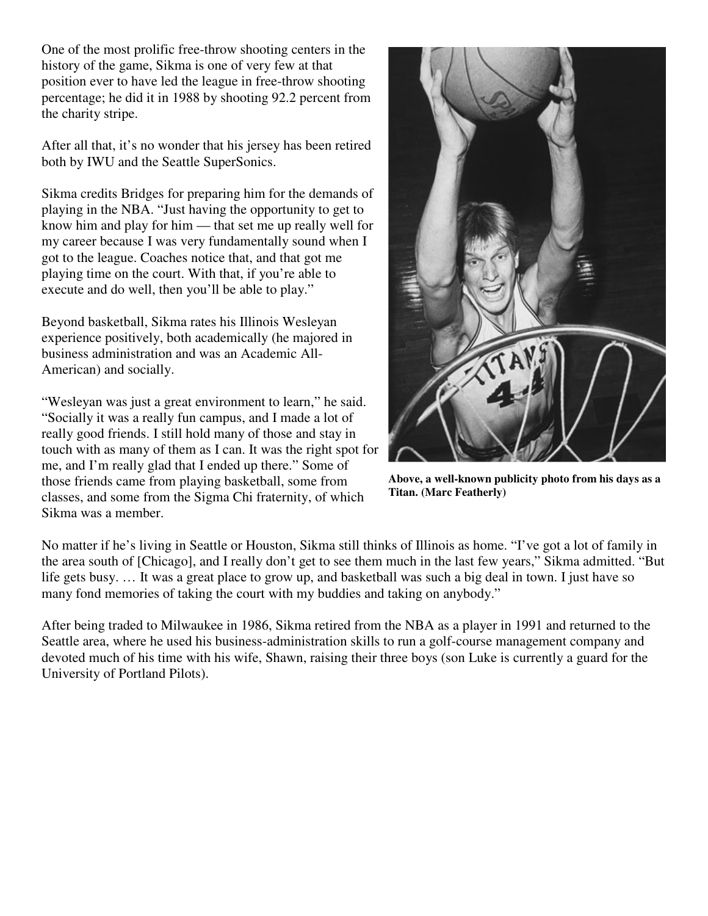One of the most prolific free-throw shooting centers in the history of the game, Sikma is one of very few at that position ever to have led the league in free-throw shooting percentage; he did it in 1988 by shooting 92.2 percent from the charity stripe.

After all that, it's no wonder that his jersey has been retired both by IWU and the Seattle SuperSonics.

Sikma credits Bridges for preparing him for the demands of playing in the NBA. "Just having the opportunity to get to know him and play for him — that set me up really well for my career because I was very fundamentally sound when I got to the league. Coaches notice that, and that got me playing time on the court. With that, if you're able to execute and do well, then you'll be able to play."

Beyond basketball, Sikma rates his Illinois Wesleyan experience positively, both academically (he majored in business administration and was an Academic All-American) and socially.

"Wesleyan was just a great environment to learn," he said. "Socially it was a really fun campus, and I made a lot of really good friends. I still hold many of those and stay in touch with as many of them as I can. It was the right spot for me, and I'm really glad that I ended up there." Some of those friends came from playing basketball, some from classes, and some from the Sigma Chi fraternity, of which Sikma was a member.

**Above, a well-known publicity photo from his days as a Titan. (Marc Featherly)**

No matter if he's living in Seattle or Houston, Sikma still thinks of Illinois as home. "I've got a lot of family in the area south of [Chicago], and I really don't get to see them much in the last few years," Sikma admitted. "But life gets busy. … It was a great place to grow up, and basketball was such a big deal in town. I just have so many fond memories of taking the court with my buddies and taking on anybody."

After being traded to Milwaukee in 1986, Sikma retired from the NBA as a player in 1991 and returned to the Seattle area, where he used his business-administration skills to run a golf-course management company and devoted much of his time with his wife, Shawn, raising their three boys (son Luke is currently a guard for the University of Portland Pilots).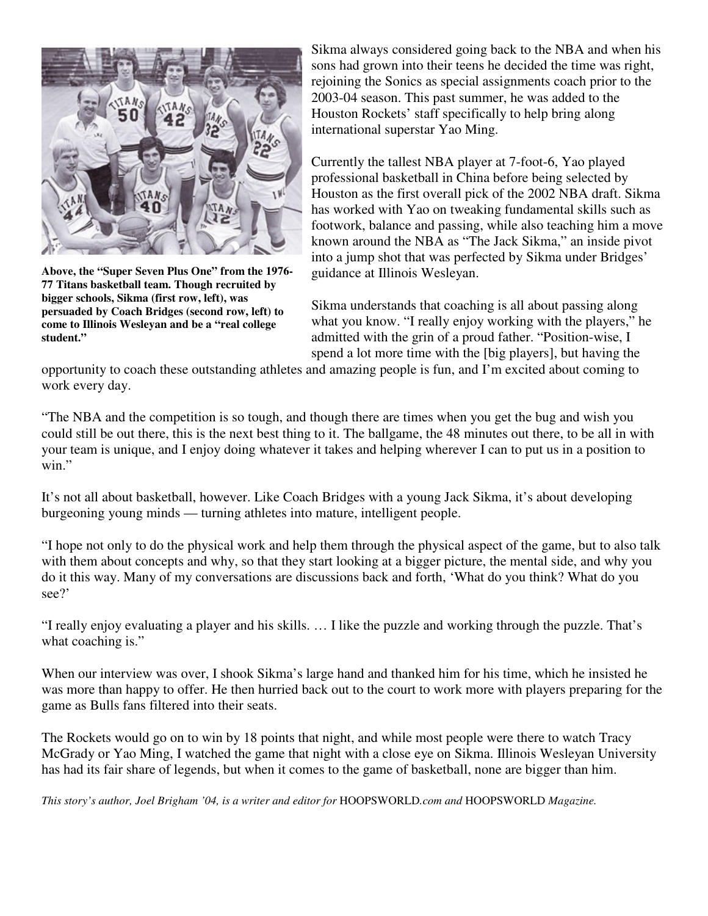**Above, the "Super Seven Plus One" from the 1976-77 Titans basketball team. Though recruited by bigger schools, Sikma (first row, left), was persuaded by Coach Bridges (second row, left) to come to Illinois Wesleyan and be a "real college student."**

Sikma always considered going back to the NBA and when his sons had grown into their teens he decided the time was right, rejoining the Sonics as special assignments coach prior to the 2003-04 season. This past summer, he was added to the Houston Rockets' staff specifically to help bring along international superstar Yao Ming.

Currently the tallest NBA player at 7-foot-6, Yao played professional basketball in China before being selected by Houston as the first overall pick of the 2002 NBA draft. Sikma has worked with Yao on tweaking fundamental skills such as footwork, balance and passing, while also teaching him a move known around the NBA as "The Jack Sikma," an inside pivot into a jump shot that was perfected by Sikma under Bridges' guidance at Illinois Wesleyan.

Sikma understands that coaching is all about passing along what you know. "I really enjoy working with the players," he admitted with the grin of a proud father. "Position-wise, I spend a lot more time with the [big players], but having the opportunity to coach these outstanding athletes and amazing people is fun, and I'm excited about coming to work every day.

"The NBA and the competition is so tough, and though there are times when you get the bug and wish you could still be out there, this is the next best thing to it. The ballgame, the 48 minutes out there, to be all in with your team is unique, and I enjoy doing whatever it takes and helping wherever I can to put us in a position to win."

It's not all about basketball, however. Like Coach Bridges with a young Jack Sikma, it's about developing burgeoning young minds — turning athletes into mature, intelligent people.

"I hope not only to do the physical work and help them through the physical aspect of the game, but to also talk with them about concepts and why, so that they start looking at a bigger picture, the mental side, and why you do it this way. Many of my conversations are discussions back and forth, 'What do you think? What do you see?'

"I really enjoy evaluating a player and his skills. … I like the puzzle and working through the puzzle. That's what coaching is."

When our interview was over, I shook Sikma's large hand and thanked him for his time, which he insisted he was more than happy to offer. He then hurried back out to the court to work more with players preparing for the game as Bulls fans filtered into their seats.

The Rockets would go on to win by 18 points that night, and while most people were there to watch Tracy McGrady or Yao Ming, I watched the game that night with a close eye on Sikma. Illinois Wesleyan University has had its fair share of legends, but when it comes to the game of basketball, none are bigger than him.

*This story's author, Joel Brigham '04, is a writer and editor for* HOOPSWORLD*.com and* HOOPSWORLD *Magazine.*